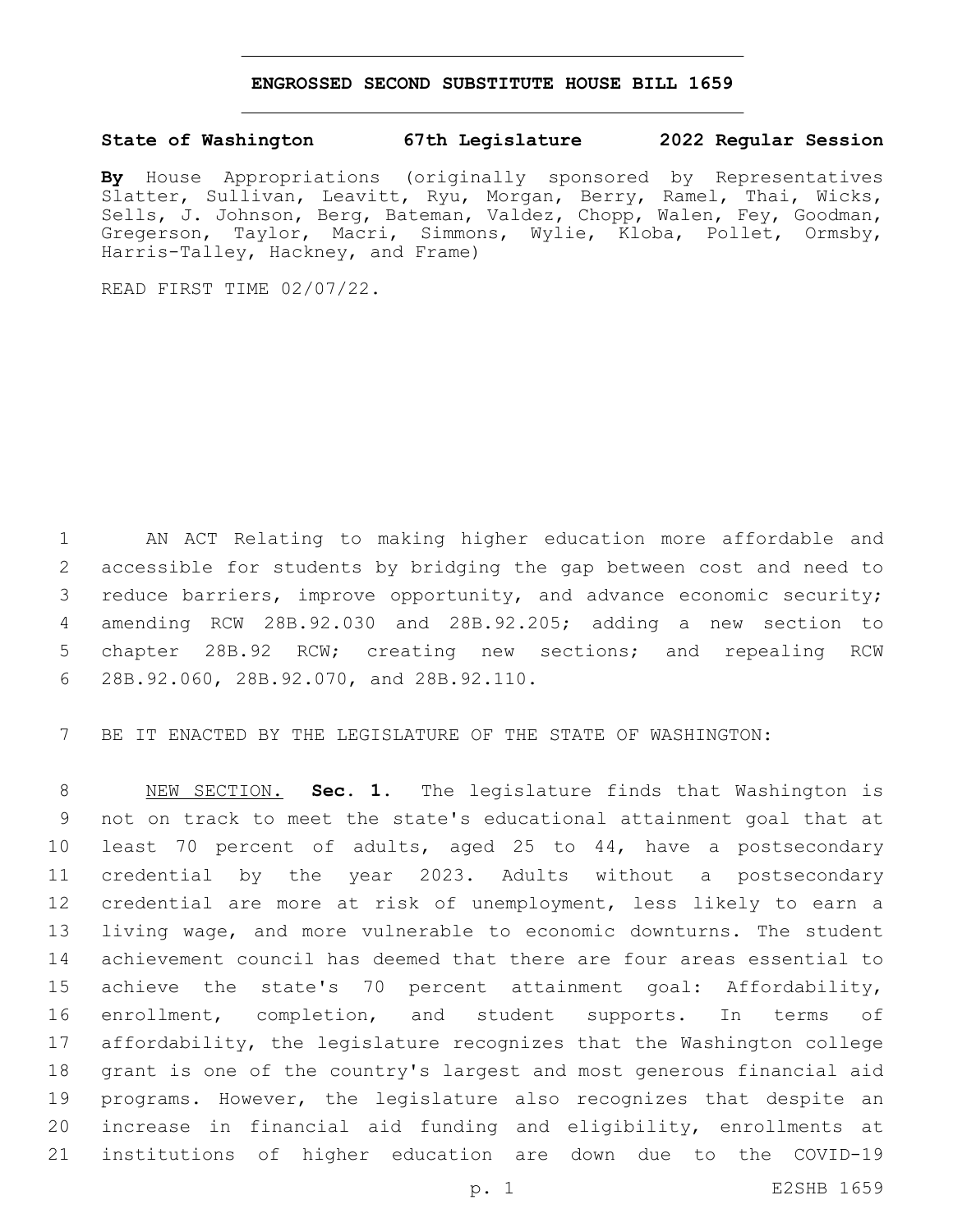# ENGROSSED SECOND SUBSTITUTE HOUSE BILL 1659

**State of Washington 67th Legislature 2022 Regular Session**

**By** House Appropriations (originally sponsored by Representatives Slatter, Sullivan, Leavitt, Ryu, Morgan, Berry, Ramel, Thai, Wicks, Sells, J. Johnson, Berg, Bateman, Valdez, Chopp, Walen, Fey, Goodman, Gregerson, Taylor, Macri, Simmons, Wylie, Kloba, Pollet, Ormsby, Harris-Talley, Hackney, and Frame)

READ FIRST TIME 02/07/22.

AN ACT Relating to making higher education more affordable and accessible for students by bridging the gap between cost and need to reduce barriers, improve opportunity, and advance economic security; amending RCW 28B.92.030 and 28B.92.205; adding a new section to chapter 28B.92 RCW; creating new sections; and repealing RCW 28B.92.060, 28B.92.070, and 28B.92.110.

BE IT ENACTED BY THE LEGISLATURE OF THE STATE OF WASHINGTON:

NEW SECTION. **Sec. 1.** The legislature finds that Washington is not on track to meet the state's educational attainment goal that at least 70 percent of adults, aged 25 to 44, have a postsecondary credential by the year 2023. Adults without a postsecondary credential are more at risk of unemployment, less likely to earn a living wage, and more vulnerable to economic downturns. The student achievement council has deemed that there are four areas essential to achieve the state's 70 percent attainment goal: Affordability, enrollment, completion, and student supports. In terms of affordability, the legislature recognizes that the Washington college grant is one of the country's largest and most generous financial aid programs. However, the legislature also recognizes that despite an increase in financial aid funding and eligibility, enrollments at institutions of higher education are down due to the COVID-19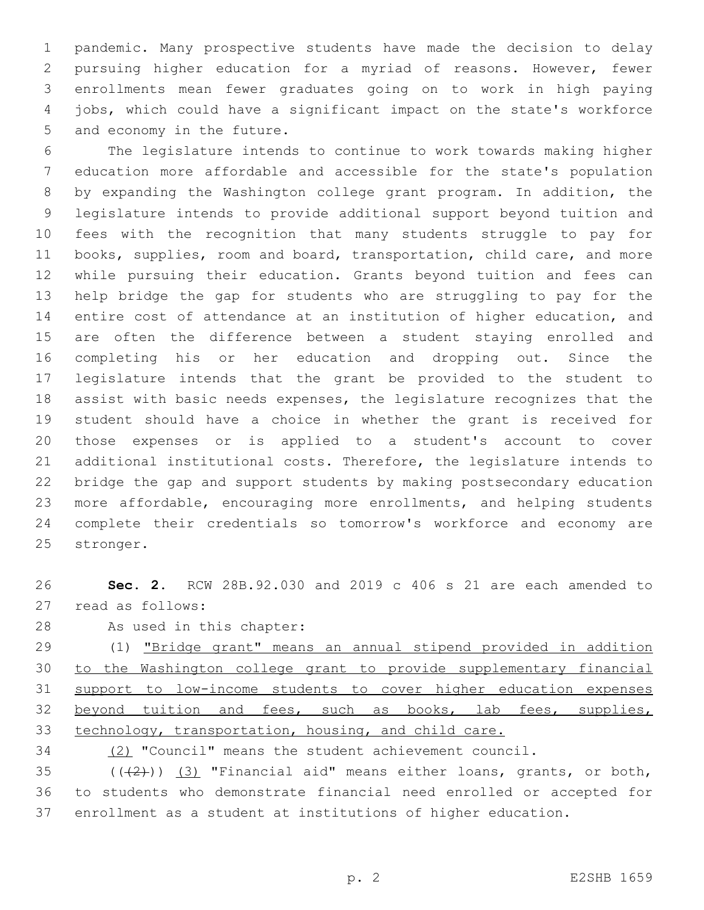pandemic. Many prospective students have made the decision to delay pursuing higher education for a myriad of reasons. However, fewer enrollments mean fewer graduates going on to work in high paying jobs, which could have a significant impact on the state's workforce and economy in the future.

The legislature intends to continue to work towards making higher education more affordable and accessible for the state's population by expanding the Washington college grant program. In addition, the legislature intends to provide additional support beyond tuition and fees with the recognition that many students struggle to pay for books, supplies, room and board, transportation, child care, and more while pursuing their education. Grants beyond tuition and fees can help bridge the gap for students who are struggling to pay for the entire cost of attendance at an institution of higher education, and are often the difference between a student staying enrolled and completing his or her education and dropping out. Since the legislature intends that the grant be provided to the student to assist with basic needs expenses, the legislature recognizes that the student should have a choice in whether the grant is received for those expenses or is applied to a student's account to cover additional institutional costs. Therefore, the legislature intends to bridge the gap and support students by making postsecondary education more affordable, encouraging more enrollments, and helping students complete their credentials so tomorrow's workforce and economy are stronger.

**Sec. 2.** RCW 28B.92.030 and 2019 c 406 s 21 are each amended to read as follows:

As used in this chapter:

(1) "Bridge grant" means an annual stipend provided in addition to the Washington college grant to provide supplementary financial support to low-income students to cover higher education expenses beyond tuition and fees, such as books, lab fees, supplies, technology, transportation, housing, and child care.

(2) "Council" means the student achievement council.

((~~(2)~~)) (3) "Financial aid" means either loans, grants, or both, to students who demonstrate financial need enrolled or accepted for enrollment as a student at institutions of higher education.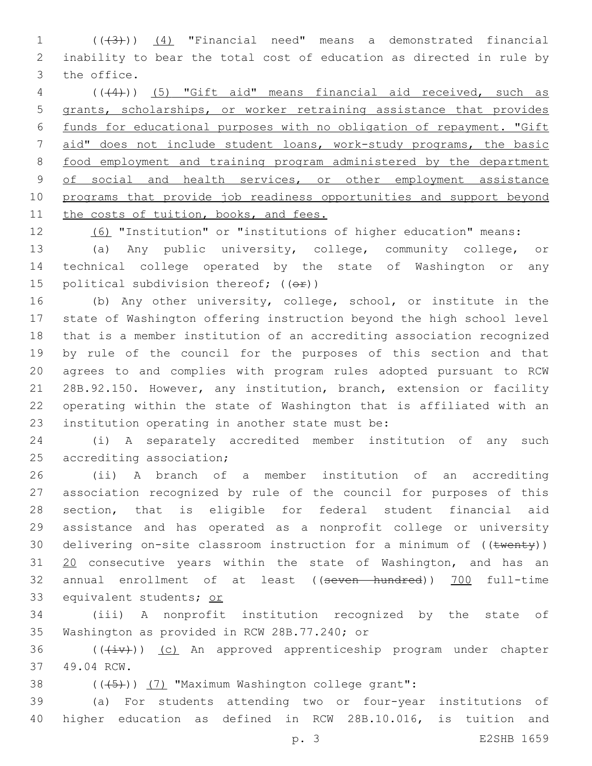((~~(3)~~)) <u>(4)</u> "Financial need" means a demonstrated financial inability to bear the total cost of education as directed in rule by the office.

((~~(4)~~)) <u>(5) "Gift aid" means financial aid received, such as grants, scholarships, or worker retraining assistance that provides funds for educational purposes with no obligation of repayment. "Gift aid" does not include student loans, work-study programs, the basic food employment and training program administered by the department of social and health services, or other employment assistance programs that provide job readiness opportunities and support beyond the costs of tuition, books, and fees.</u>

<u>(6)</u> "Institution" or "institutions of higher education" means:

(a) Any public university, college, community college, or technical college operated by the state of Washington or any political subdivision thereof; ((~~or~~))

(b) Any other university, college, school, or institute in the state of Washington offering instruction beyond the high school level that is a member institution of an accrediting association recognized by rule of the council for the purposes of this section and that agrees to and complies with program rules adopted pursuant to RCW 28B.92.150. However, any institution, branch, extension or facility operating within the state of Washington that is affiliated with an institution operating in another state must be:

(i) A separately accredited member institution of any such accrediting association;

(ii) A branch of a member institution of an accrediting association recognized by rule of the council for purposes of this section, that is eligible for federal student financial aid assistance and has operated as a nonprofit college or university delivering on-site classroom instruction for a minimum of ((~~twenty~~)) <u>20</u> consecutive years within the state of Washington, and has an annual enrollment of at least ((~~seven hundred~~)) <u>700</u> full-time equivalent students; <u>or</u>

(iii) A nonprofit institution recognized by the state of Washington as provided in RCW 28B.77.240; or

((~~(iv)~~)) <u>(c)</u> An approved apprenticeship program under chapter 49.04 RCW.

((~~(5)~~)) <u>(7)</u> "Maximum Washington college grant":

(a) For students attending two or four-year institutions of higher education as defined in RCW 28B.10.016, is tuition and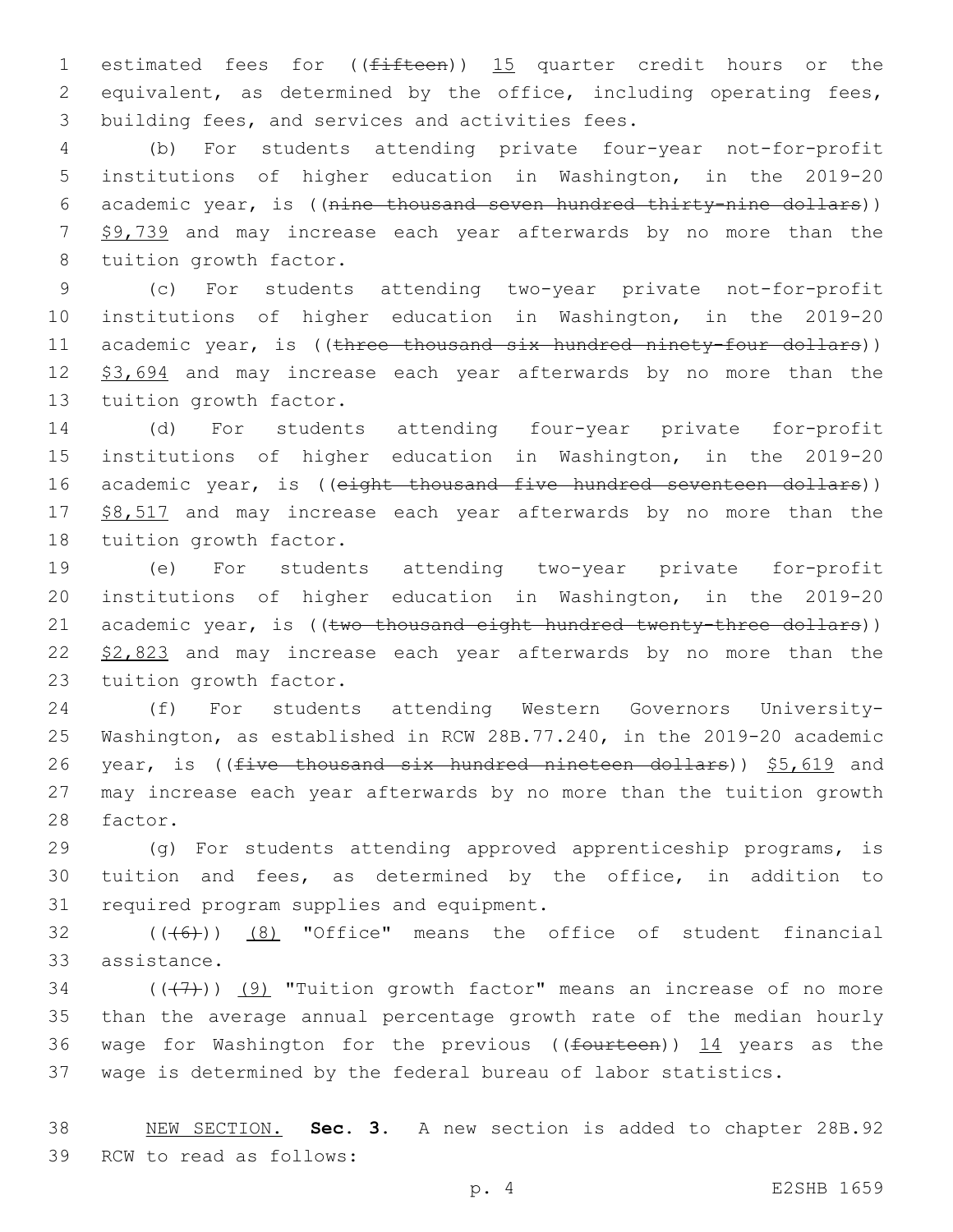estimated fees for ((~~fifteen~~)) <u>15</u> quarter credit hours or the equivalent, as determined by the office, including operating fees, building fees, and services and activities fees.

(b) For students attending private four-year not-for-profit institutions of higher education in Washington, in the 2019-20 academic year, is ((~~nine thousand seven hundred thirty-nine dollars~~)) <u>$9,739</u> and may increase each year afterwards by no more than the tuition growth factor.

(c) For students attending two-year private not-for-profit institutions of higher education in Washington, in the 2019-20 academic year, is ((~~three thousand six hundred ninety-four dollars~~)) <u>$3,694</u> and may increase each year afterwards by no more than the tuition growth factor.

(d) For students attending four-year private for-profit institutions of higher education in Washington, in the 2019-20 academic year, is ((~~eight thousand five hundred seventeen dollars~~)) <u>$8,517</u> and may increase each year afterwards by no more than the tuition growth factor.

(e) For students attending two-year private for-profit institutions of higher education in Washington, in the 2019-20 academic year, is ((~~two thousand eight hundred twenty-three dollars~~)) <u>$2,823</u> and may increase each year afterwards by no more than the tuition growth factor.

(f) For students attending Western Governors University-Washington, as established in RCW 28B.77.240, in the 2019-20 academic year, is ((~~five thousand six hundred nineteen dollars~~)) <u>$5,619</u> and may increase each year afterwards by no more than the tuition growth factor.

(g) For students attending approved apprenticeship programs, is tuition and fees, as determined by the office, in addition to required program supplies and equipment.

((~~(6)~~)) <u>(8)</u> "Office" means the office of student financial assistance.

((~~(7)~~)) <u>(9)</u> "Tuition growth factor" means an increase of no more than the average annual percentage growth rate of the median hourly wage for Washington for the previous ((~~fourteen~~)) <u>14</u> years as the wage is determined by the federal bureau of labor statistics.

<u>NEW SECTION.</u> **Sec. 3.** A new section is added to chapter 28B.92 RCW to read as follows: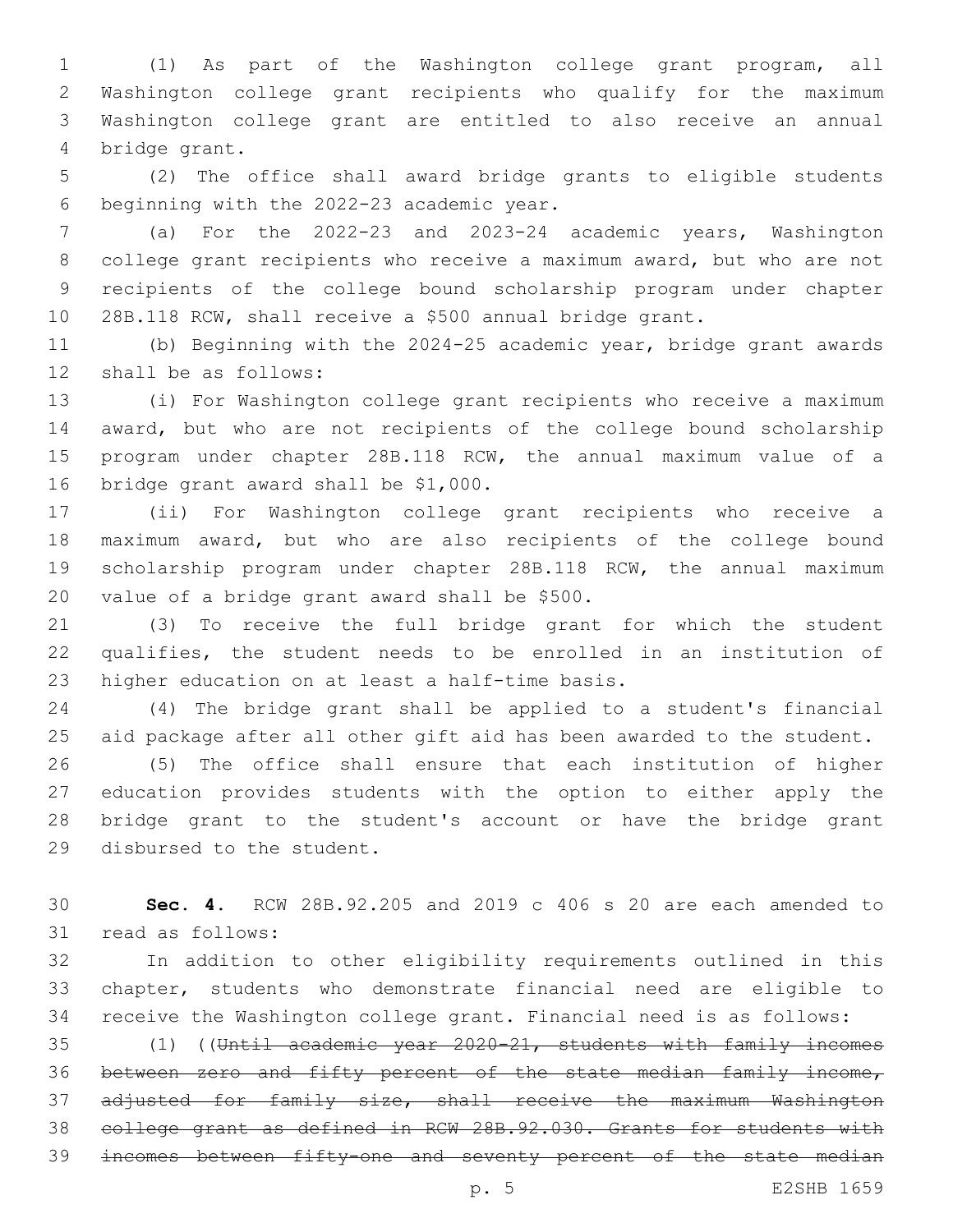(1) As part of the Washington college grant program, all Washington college grant recipients who qualify for the maximum Washington college grant are entitled to also receive an annual bridge grant.

(2) The office shall award bridge grants to eligible students beginning with the 2022-23 academic year.

(a) For the 2022-23 and 2023-24 academic years, Washington college grant recipients who receive a maximum award, but who are not recipients of the college bound scholarship program under chapter 28B.118 RCW, shall receive a $500 annual bridge grant.

(b) Beginning with the 2024-25 academic year, bridge grant awards shall be as follows:

(i) For Washington college grant recipients who receive a maximum award, but who are not recipients of the college bound scholarship program under chapter 28B.118 RCW, the annual maximum value of a bridge grant award shall be $1,000.

(ii) For Washington college grant recipients who receive a maximum award, but who are also recipients of the college bound scholarship program under chapter 28B.118 RCW, the annual maximum value of a bridge grant award shall be $500.

(3) To receive the full bridge grant for which the student qualifies, the student needs to be enrolled in an institution of higher education on at least a half-time basis.

(4) The bridge grant shall be applied to a student's financial aid package after all other gift aid has been awarded to the student.

(5) The office shall ensure that each institution of higher education provides students with the option to either apply the bridge grant to the student's account or have the bridge grant disbursed to the student.

**Sec. 4.** RCW 28B.92.205 and 2019 c 406 s 20 are each amended to read as follows:

In addition to other eligibility requirements outlined in this chapter, students who demonstrate financial need are eligible to receive the Washington college grant. Financial need is as follows:

(1) ((~~Until academic year 2020-21, students with family incomes between zero and fifty percent of the state median family income, adjusted for family size, shall receive the maximum Washington college grant as defined in RCW 28B.92.030. Grants for students with incomes between fifty-one and seventy percent of the state median~~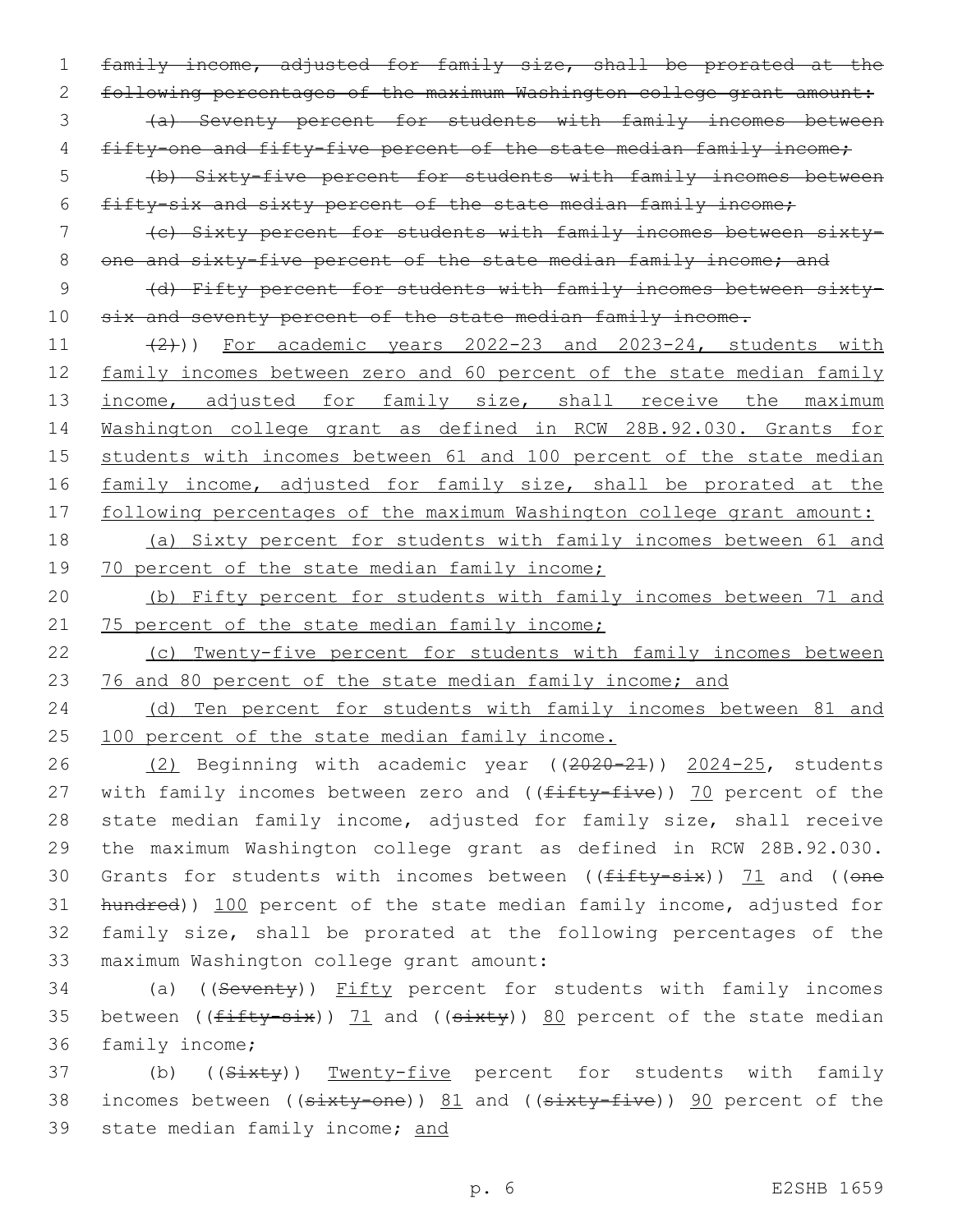~~family income, adjusted for family size, shall be prorated at the following percentages of the maximum Washington college grant amount:~~

~~(a) Seventy percent for students with family incomes between fifty-one and fifty-five percent of the state median family income;~~

~~(b) Sixty-five percent for students with family incomes between fifty-six and sixty percent of the state median family income;~~

~~(c) Sixty percent for students with family incomes between sixty-one and sixty-five percent of the state median family income; and~~

~~(d) Fifty percent for students with family incomes between sixty-six and seventy percent of the state median family income.~~

~~(2)~~)) <u>For academic years 2022-23 and 2023-24, students with family incomes between zero and 60 percent of the state median family income, adjusted for family size, shall receive the maximum Washington college grant as defined in RCW 28B.92.030. Grants for students with incomes between 61 and 100 percent of the state median family income, adjusted for family size, shall be prorated at the following percentages of the maximum Washington college grant amount:</u>

<u>(a) Sixty percent for students with family incomes between 61 and 70 percent of the state median family income;</u>

<u>(b) Fifty percent for students with family incomes between 71 and 75 percent of the state median family income;</u>

<u>(c) Twenty-five percent for students with family incomes between 76 and 80 percent of the state median family income; and</u>

<u>(d) Ten percent for students with family incomes between 81 and 100 percent of the state median family income.</u>

<u>(2)</u> Beginning with academic year ((~~2020-21~~)) <u>2024-25</u>, students with family incomes between zero and ((~~fifty-five~~)) <u>70</u> percent of the state median family income, adjusted for family size, shall receive the maximum Washington college grant as defined in RCW 28B.92.030. Grants for students with incomes between ((~~fifty-six~~)) <u>71</u> and ((~~one hundred~~)) <u>100</u> percent of the state median family income, adjusted for family size, shall be prorated at the following percentages of the maximum Washington college grant amount:

(a) ((~~Seventy~~)) <u>Fifty</u> percent for students with family incomes between ((~~fifty-six~~)) <u>71</u> and ((~~sixty~~)) <u>80</u> percent of the state median family income;

(b) ((~~Sixty~~)) <u>Twenty-five</u> percent for students with family incomes between ((~~sixty-one~~)) <u>81</u> and ((~~sixty-five~~)) <u>90</u> percent of the state median family income; <u>and</u>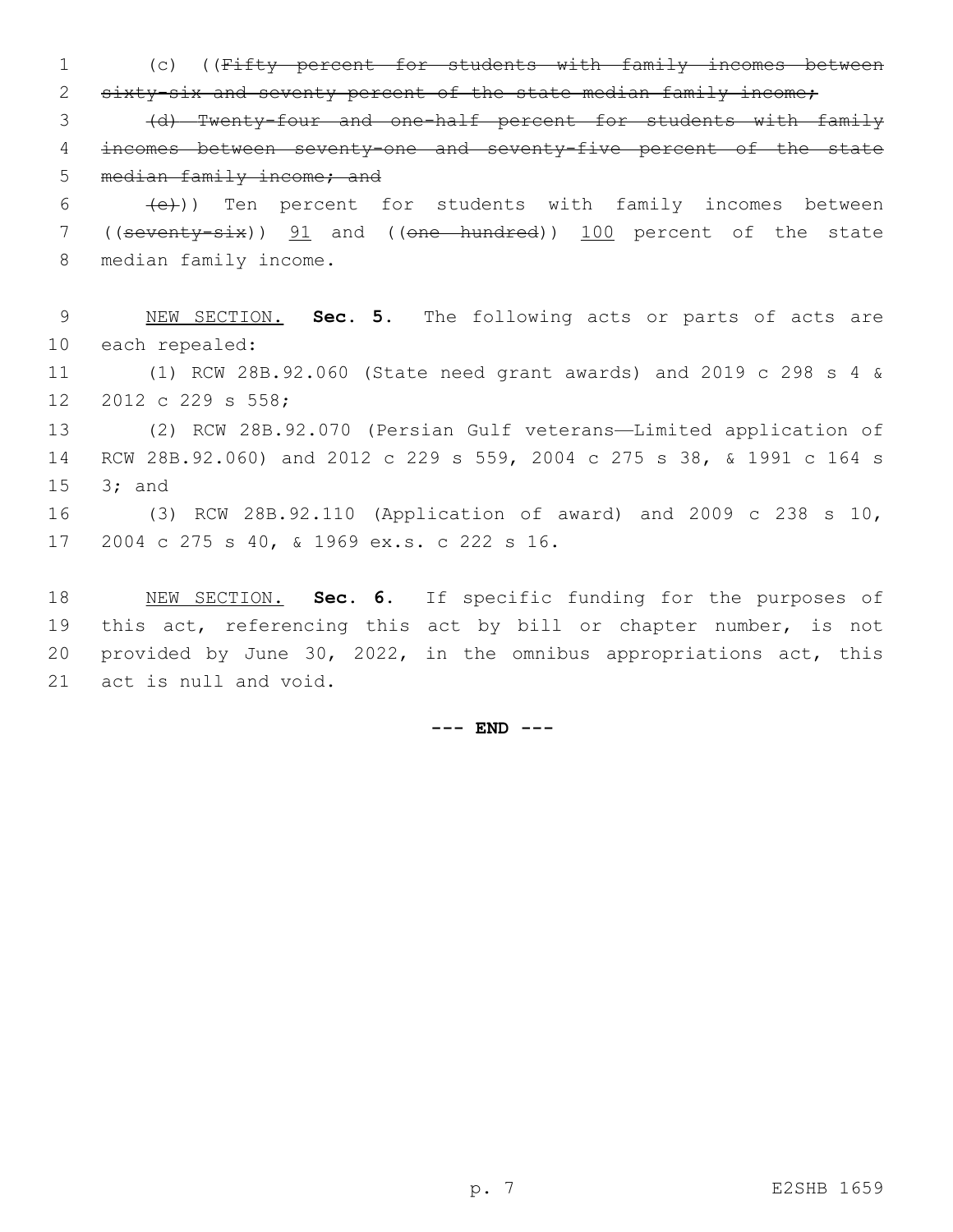(c) ((~~Fifty percent for students with family incomes between sixty-six and seventy percent of the state median family income;~~

~~(d) Twenty-four and one-half percent for students with family incomes between seventy-one and seventy-five percent of the state median family income; and~~

~~(e)~~)) Ten percent for students with family incomes between ((~~seventy-six~~)) <u>91</u> and ((~~one hundred~~)) <u>100</u> percent of the state median family income.

<u>NEW SECTION.</u> **Sec. 5.** The following acts or parts of acts are each repealed:

(1) RCW 28B.92.060 (State need grant awards) and 2019 c 298 s 4 & 2012 c 229 s 558;

(2) RCW 28B.92.070 (Persian Gulf veterans—Limited application of RCW 28B.92.060) and 2012 c 229 s 559, 2004 c 275 s 38, & 1991 c 164 s 3; and

(3) RCW 28B.92.110 (Application of award) and 2009 c 238 s 10, 2004 c 275 s 40, & 1969 ex.s. c 222 s 16.

<u>NEW SECTION.</u> **Sec. 6.** If specific funding for the purposes of this act, referencing this act by bill or chapter number, is not provided by June 30, 2022, in the omnibus appropriations act, this act is null and void.

**--- END ---**